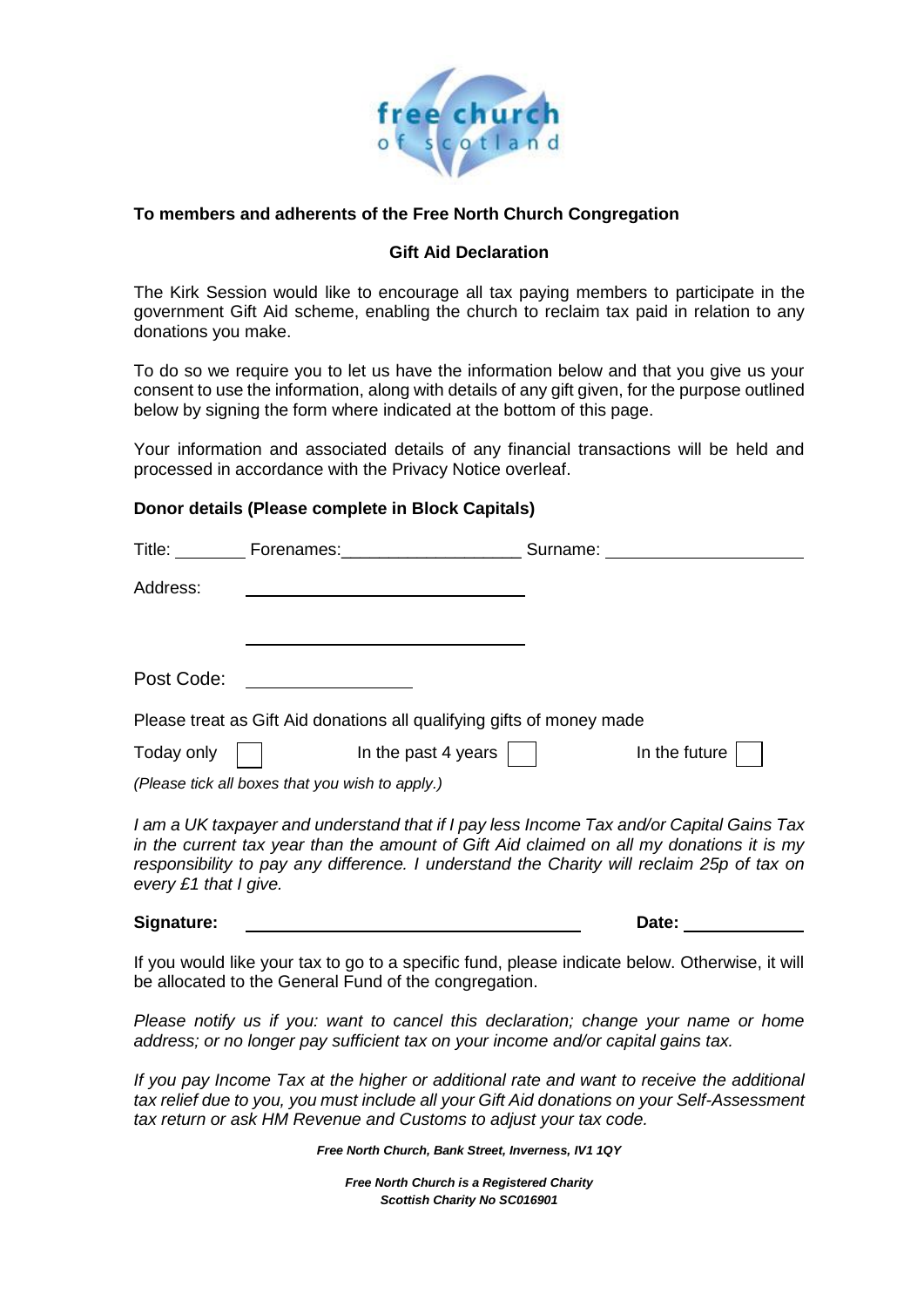**To members and adherents of the Free North Church Congregation**

**Gift Aid Declaration**

The Kirk Session would like to encourage all tax paying members to participate in the government Gift Aid scheme, enabling the church to reclaim tax paid in relation to any donations you make.

To do so we require you to let us have the information below and that you give us your consent to use the information, along with details of any gift given, for the purpose outlined below by signing the form where indicated at the bottom of this page.

Your information and associated details of any financial transactions will be held and processed in accordance with the Privacy Notice overleaf.

**Donor details (Please complete in Block Capitals)**

Title: ________ Forenames: ___________________ Surname: ____________________

Address: ______________________________

______________________________

Post Code: ________________

Please treat as Gift Aid donations all qualifying gifts of money made

Today only ☐ In the past 4 years ☐ In the future ☐

*(Please tick all boxes that you wish to apply.)*

*I am a UK taxpayer and understand that if I pay less Income Tax and/or Capital Gains Tax in the current tax year than the amount of Gift Aid claimed on all my donations it is my responsibility to pay any difference. I understand the Charity will reclaim 25p of tax on every £1 that I give.*

**Signature:** ____________________________________ **Date:** _____________

If you would like your tax to go to a specific fund, please indicate below. Otherwise, it will be allocated to the General Fund of the congregation.

*Please notify us if you: want to cancel this declaration; change your name or home address; or no longer pay sufficient tax on your income and/or capital gains tax.*

*If you pay Income Tax at the higher or additional rate and want to receive the additional tax relief due to you, you must include all your Gift Aid donations on your Self-Assessment tax return or ask HM Revenue and Customs to adjust your tax code.*

***Free North Church, Bank Street, Inverness, IV1 1QY***

***Free North Church is a Registered Charity***
***Scottish Charity No SC016901***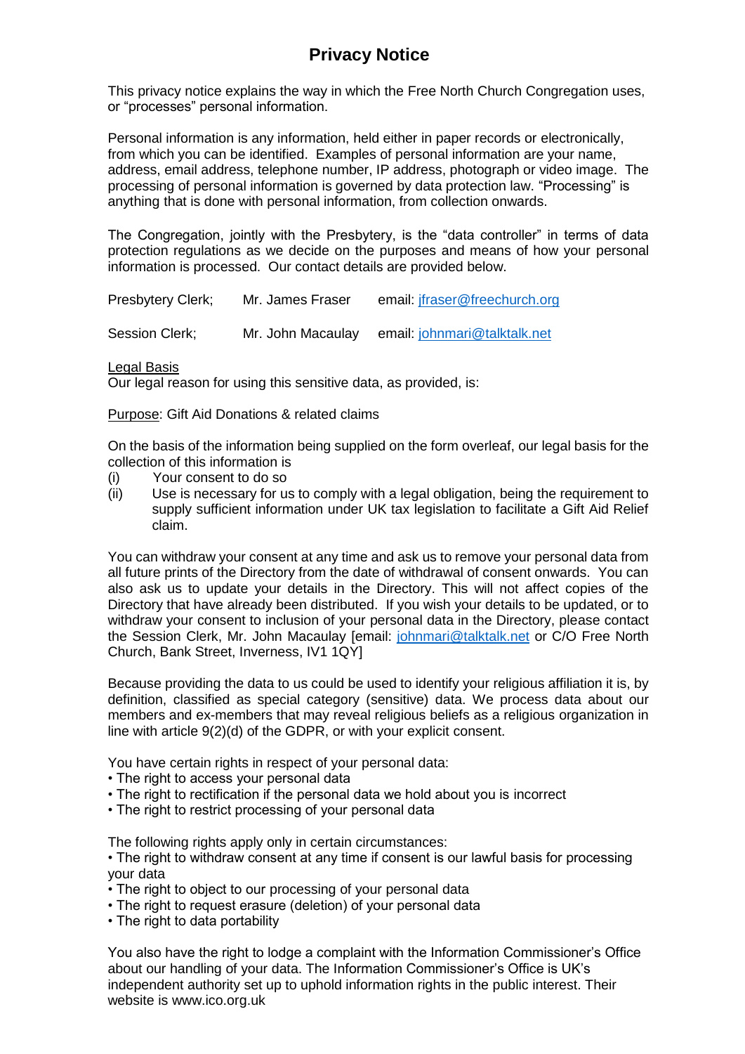# Privacy Notice

This privacy notice explains the way in which the Free North Church Congregation uses, or "processes" personal information.

Personal information is any information, held either in paper records or electronically, from which you can be identified. Examples of personal information are your name, address, email address, telephone number, IP address, photograph or video image. The processing of personal information is governed by data protection law. "Processing" is anything that is done with personal information, from collection onwards.

The Congregation, jointly with the Presbytery, is the "data controller" in terms of data protection regulations as we decide on the purposes and means of how your personal information is processed. Our contact details are provided below.

| | | |
|---|---|---|
| Presbytery Clerk; | Mr. James Fraser | email: jfraser@freechurch.org |
| Session Clerk; | Mr. John Macaulay | email: johnmari@talktalk.net |

Legal Basis
Our legal reason for using this sensitive data, as provided, is:

Purpose: Gift Aid Donations & related claims

On the basis of the information being supplied on the form overleaf, our legal basis for the collection of this information is

(i) Your consent to do so
(ii) Use is necessary for us to comply with a legal obligation, being the requirement to supply sufficient information under UK tax legislation to facilitate a Gift Aid Relief claim.

You can withdraw your consent at any time and ask us to remove your personal data from all future prints of the Directory from the date of withdrawal of consent onwards. You can also ask us to update your details in the Directory. This will not affect copies of the Directory that have already been distributed. If you wish your details to be updated, or to withdraw your consent to inclusion of your personal data in the Directory, please contact the Session Clerk, Mr. John Macaulay [email: johnmari@talktalk.net or C/O Free North Church, Bank Street, Inverness, IV1 1QY]

Because providing the data to us could be used to identify your religious affiliation it is, by definition, classified as special category (sensitive) data. We process data about our members and ex-members that may reveal religious beliefs as a religious organization in line with article 9(2)(d) of the GDPR, or with your explicit consent.

You have certain rights in respect of your personal data:
• The right to access your personal data
• The right to rectification if the personal data we hold about you is incorrect
• The right to restrict processing of your personal data

The following rights apply only in certain circumstances:
• The right to withdraw consent at any time if consent is our lawful basis for processing your data
• The right to object to our processing of your personal data
• The right to request erasure (deletion) of your personal data
• The right to data portability

You also have the right to lodge a complaint with the Information Commissioner's Office about our handling of your data. The Information Commissioner's Office is UK's independent authority set up to uphold information rights in the public interest. Their website is www.ico.org.uk